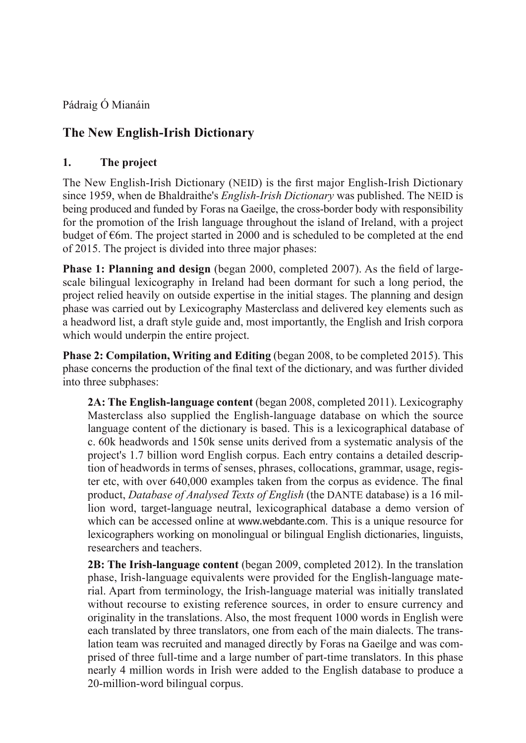Pádraig Ó Mianáin

# The New English-Irish Dictionary

## 1. The project

The New English-Irish Dictionary (NEID) is the first major English-Irish Dictionary since 1959, when de Bhaldraithe's *English-Irish Dictionary* was published. The NEID is being produced and funded by Foras na Gaeilge, the cross-border body with responsibility for the promotion of the Irish language throughout the island of Ireland, with a project budget of €6m. The project started in 2000 and is scheduled to be completed at the end of 2015. The project is divided into three major phases:

**Phase 1: Planning and design** (began 2000, completed 2007). As the field of large-scale bilingual lexicography in Ireland had been dormant for such a long period, the project relied heavily on outside expertise in the initial stages. The planning and design phase was carried out by Lexicography Masterclass and delivered key elements such as a headword list, a draft style guide and, most importantly, the English and Irish corpora which would underpin the entire project.

**Phase 2: Compilation, Writing and Editing** (began 2008, to be completed 2015). This phase concerns the production of the final text of the dictionary, and was further divided into three subphases:

> **2A: The English-language content** (began 2008, completed 2011). Lexicography Masterclass also supplied the English-language database on which the source language content of the dictionary is based. This is a lexicographical database of c. 60k headwords and 150k sense units derived from a systematic analysis of the project's 1.7 billion word English corpus. Each entry contains a detailed description of headwords in terms of senses, phrases, collocations, grammar, usage, register etc, with over 640,000 examples taken from the corpus as evidence. The final product, *Database of Analysed Texts of English* (the DANTE database) is a 16 million word, target-language neutral, lexicographical database a demo version of which can be accessed online at www.webdante.com. This is a unique resource for lexicographers working on monolingual or bilingual English dictionaries, linguists, researchers and teachers.
>
> **2B: The Irish-language content** (began 2009, completed 2012). In the translation phase, Irish-language equivalents were provided for the English-language material. Apart from terminology, the Irish-language material was initially translated without recourse to existing reference sources, in order to ensure currency and originality in the translations. Also, the most frequent 1000 words in English were each translated by three translators, one from each of the main dialects. The translation team was recruited and managed directly by Foras na Gaeilge and was comprised of three full-time and a large number of part-time translators. In this phase nearly 4 million words in Irish were added to the English database to produce a 20-million-word bilingual corpus.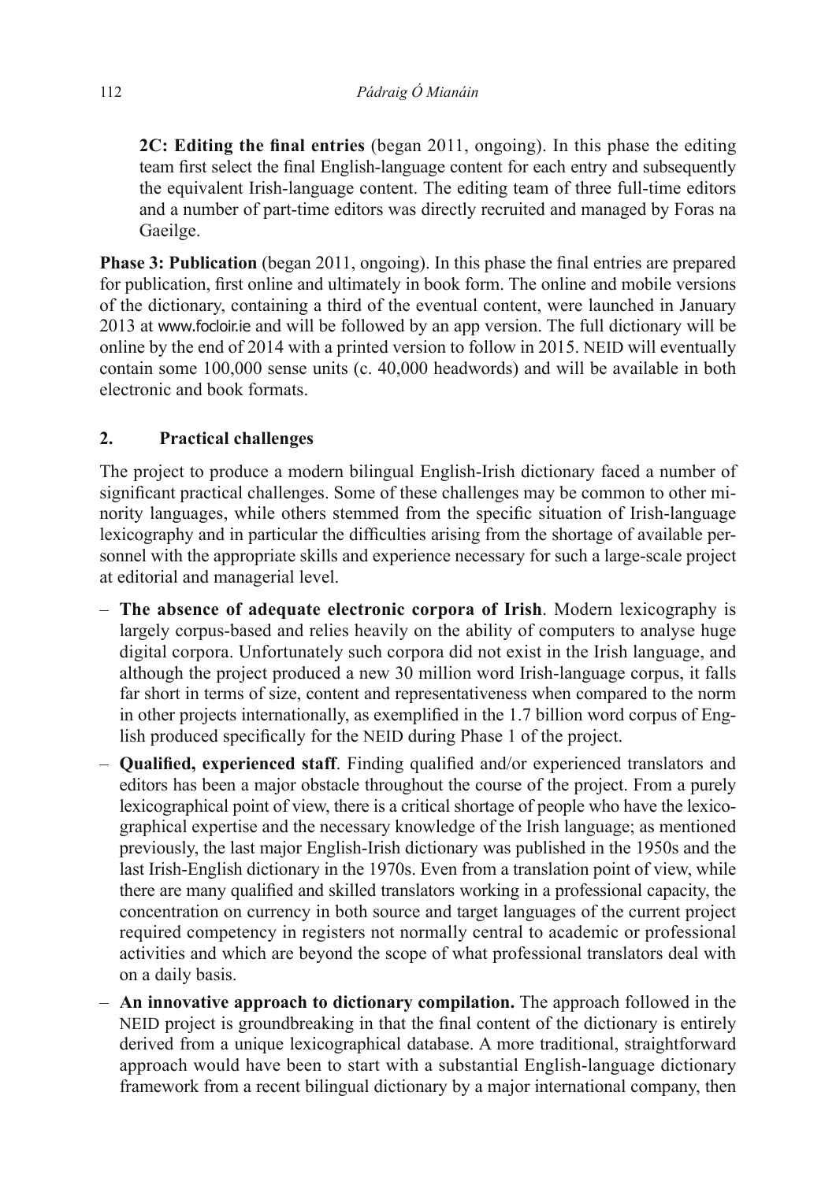**2C: Editing the final entries** (began 2011, ongoing). In this phase the editing team first select the final English-language content for each entry and subsequently the equivalent Irish-language content. The editing team of three full-time editors and a number of part-time editors was directly recruited and managed by Foras na Gaeilge.

**Phase 3: Publication** (began 2011, ongoing). In this phase the final entries are prepared for publication, first online and ultimately in book form. The online and mobile versions of the dictionary, containing a third of the eventual content, were launched in January 2013 at www.focloir.ie and will be followed by an app version. The full dictionary will be online by the end of 2014 with a printed version to follow in 2015. NEID will eventually contain some 100,000 sense units (c. 40,000 headwords) and will be available in both electronic and book formats.

## 2. Practical challenges

The project to produce a modern bilingual English-Irish dictionary faced a number of significant practical challenges. Some of these challenges may be common to other minority languages, while others stemmed from the specific situation of Irish-language lexicography and in particular the difficulties arising from the shortage of available personnel with the appropriate skills and experience necessary for such a large-scale project at editorial and managerial level.

- **The absence of adequate electronic corpora of Irish**. Modern lexicography is largely corpus-based and relies heavily on the ability of computers to analyse huge digital corpora. Unfortunately such corpora did not exist in the Irish language, and although the project produced a new 30 million word Irish-language corpus, it falls far short in terms of size, content and representativeness when compared to the norm in other projects internationally, as exemplified in the 1.7 billion word corpus of English produced specifically for the NEID during Phase 1 of the project.
- **Qualified, experienced staff**. Finding qualified and/or experienced translators and editors has been a major obstacle throughout the course of the project. From a purely lexicographical point of view, there is a critical shortage of people who have the lexicographical expertise and the necessary knowledge of the Irish language; as mentioned previously, the last major English-Irish dictionary was published in the 1950s and the last Irish-English dictionary in the 1970s. Even from a translation point of view, while there are many qualified and skilled translators working in a professional capacity, the concentration on currency in both source and target languages of the current project required competency in registers not normally central to academic or professional activities and which are beyond the scope of what professional translators deal with on a daily basis.
- **An innovative approach to dictionary compilation.** The approach followed in the NEID project is groundbreaking in that the final content of the dictionary is entirely derived from a unique lexicographical database. A more traditional, straightforward approach would have been to start with a substantial English-language dictionary framework from a recent bilingual dictionary by a major international company, then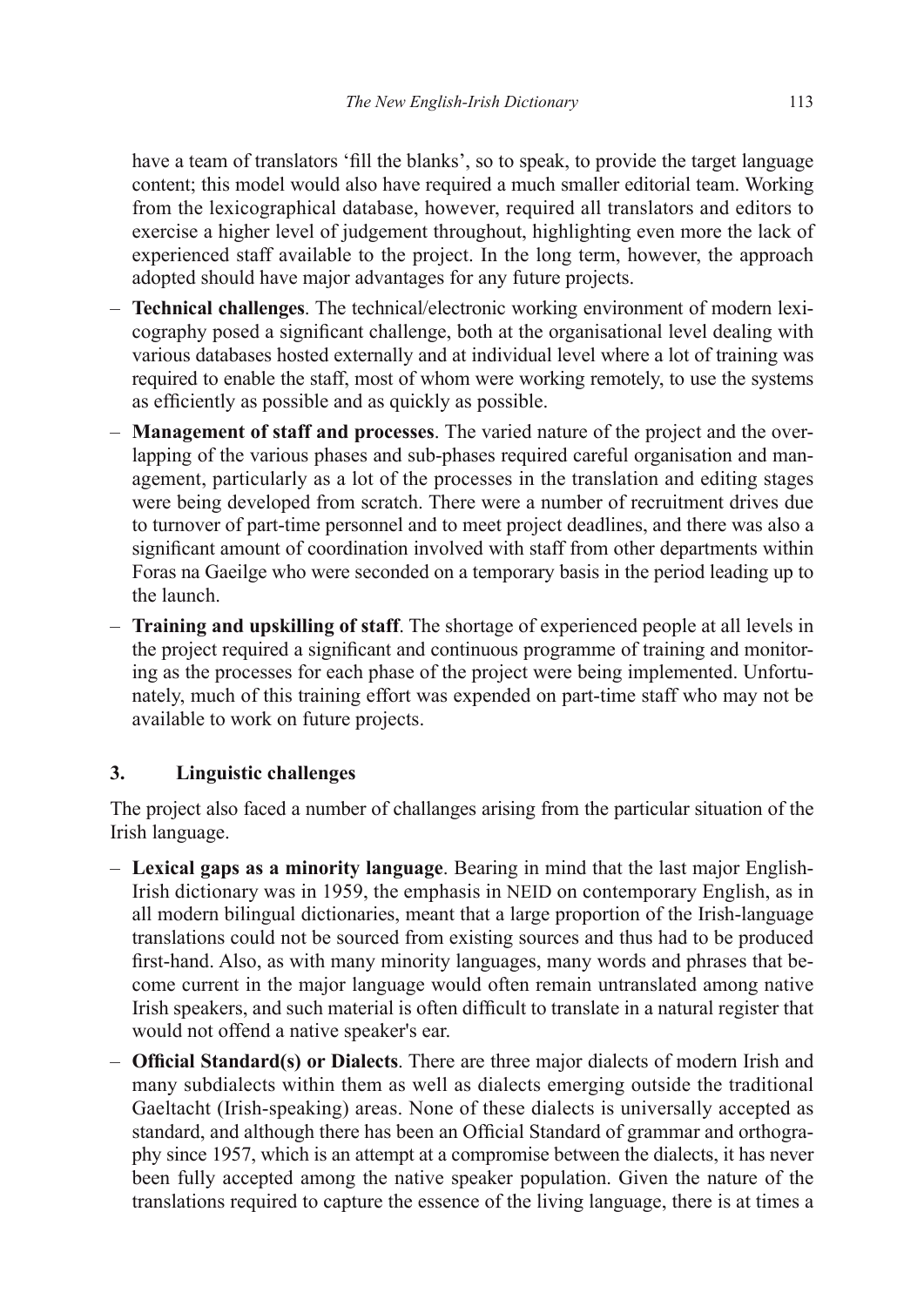have a team of translators 'fill the blanks', so to speak, to provide the target language content; this model would also have required a much smaller editorial team. Working from the lexicographical database, however, required all translators and editors to exercise a higher level of judgement throughout, highlighting even more the lack of experienced staff available to the project. In the long term, however, the approach adopted should have major advantages for any future projects.

- **Technical challenges**. The technical/electronic working environment of modern lexicography posed a significant challenge, both at the organisational level dealing with various databases hosted externally and at individual level where a lot of training was required to enable the staff, most of whom were working remotely, to use the systems as efficiently as possible and as quickly as possible.
- **Management of staff and processes**. The varied nature of the project and the overlapping of the various phases and sub-phases required careful organisation and management, particularly as a lot of the processes in the translation and editing stages were being developed from scratch. There were a number of recruitment drives due to turnover of part-time personnel and to meet project deadlines, and there was also a significant amount of coordination involved with staff from other departments within Foras na Gaeilge who were seconded on a temporary basis in the period leading up to the launch.
- **Training and upskilling of staff**. The shortage of experienced people at all levels in the project required a significant and continuous programme of training and monitoring as the processes for each phase of the project were being implemented. Unfortunately, much of this training effort was expended on part-time staff who may not be available to work on future projects.

## 3. Linguistic challenges

The project also faced a number of challanges arising from the particular situation of the Irish language.

- **Lexical gaps as a minority language**. Bearing in mind that the last major English-Irish dictionary was in 1959, the emphasis in NEID on contemporary English, as in all modern bilingual dictionaries, meant that a large proportion of the Irish-language translations could not be sourced from existing sources and thus had to be produced first-hand. Also, as with many minority languages, many words and phrases that become current in the major language would often remain untranslated among native Irish speakers, and such material is often difficult to translate in a natural register that would not offend a native speaker's ear.
- **Official Standard(s) or Dialects**. There are three major dialects of modern Irish and many subdialects within them as well as dialects emerging outside the traditional Gaeltacht (Irish-speaking) areas. None of these dialects is universally accepted as standard, and although there has been an Official Standard of grammar and orthography since 1957, which is an attempt at a compromise between the dialects, it has never been fully accepted among the native speaker population. Given the nature of the translations required to capture the essence of the living language, there is at times a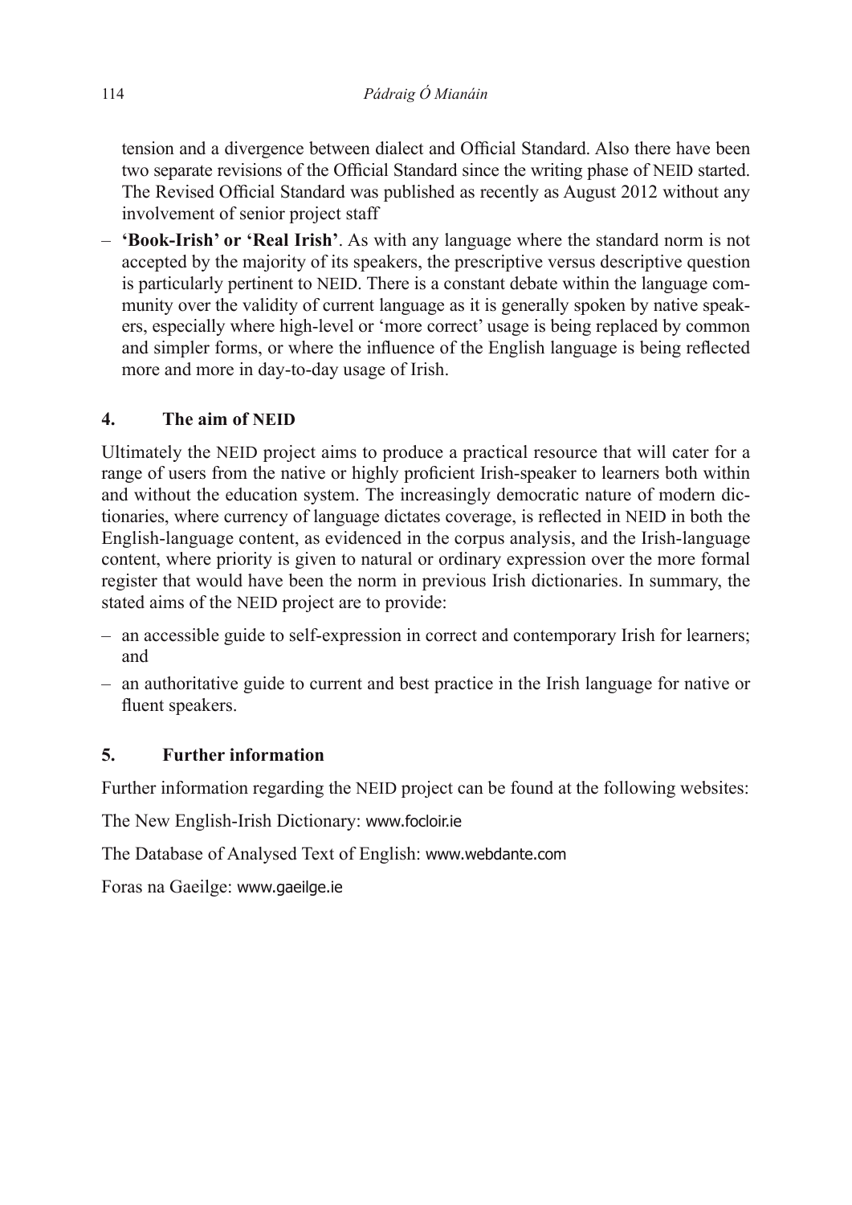tension and a divergence between dialect and Official Standard. Also there have been two separate revisions of the Official Standard since the writing phase of NEID started. The Revised Official Standard was published as recently as August 2012 without any involvement of senior project staff

- **'Book-Irish' or 'Real Irish'**. As with any language where the standard norm is not accepted by the majority of its speakers, the prescriptive versus descriptive question is particularly pertinent to NEID. There is a constant debate within the language community over the validity of current language as it is generally spoken by native speakers, especially where high-level or 'more correct' usage is being replaced by common and simpler forms, or where the influence of the English language is being reflected more and more in day-to-day usage of Irish.

## 4. The aim of NEID

Ultimately the NEID project aims to produce a practical resource that will cater for a range of users from the native or highly proficient Irish-speaker to learners both within and without the education system. The increasingly democratic nature of modern dictionaries, where currency of language dictates coverage, is reflected in NEID in both the English-language content, as evidenced in the corpus analysis, and the Irish-language content, where priority is given to natural or ordinary expression over the more formal register that would have been the norm in previous Irish dictionaries. In summary, the stated aims of the NEID project are to provide:

- an accessible guide to self-expression in correct and contemporary Irish for learners; and
- an authoritative guide to current and best practice in the Irish language for native or fluent speakers.

## 5. Further information

Further information regarding the NEID project can be found at the following websites:

The New English-Irish Dictionary: www.focloir.ie

The Database of Analysed Text of English: www.webdante.com

Foras na Gaeilge: www.gaeilge.ie